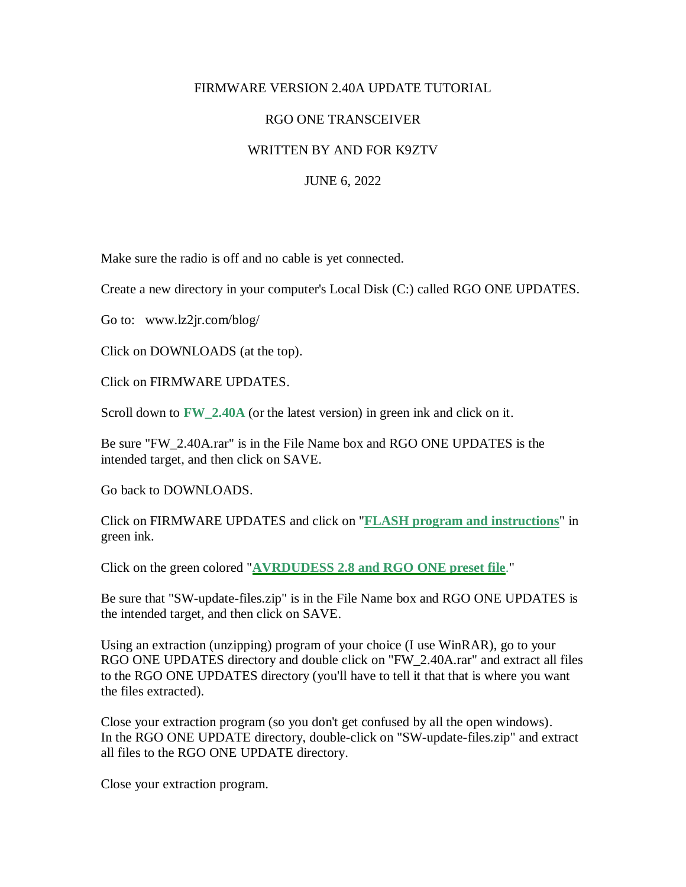# FIRMWARE VERSION 2.40A UPDATE TUTORIAL

## RGO ONE TRANSCEIVER

### WRITTEN BY AND FOR K9ZTV

### JUNE 6, 2022

Make sure the radio is off and no cable is yet connected.

Create a new directory in your computer's Local Disk (C:) called RGO ONE UPDATES.

Go to: www.lz2jr.com/blog/

Click on DOWNLOADS (at the top).

Click on FIRMWARE UPDATES.

Scroll down to **FW_2.40A** (or the latest version) in green ink and click on it.

Be sure "FW_2.40A.rar" is in the File Name box and RGO ONE UPDATES is the intended target, and then click on SAVE.

Go back to DOWNLOADS.

Click on FIRMWARE UPDATES and click on "**FLASH program and instructions**" in green ink.

Click on the green colored "**AVRDUDESS 2.8 and RGO ONE preset file**."

Be sure that "SW-update-files.zip" is in the File Name box and RGO ONE UPDATES is the intended target, and then click on SAVE.

Using an extraction (unzipping) program of your choice (I use WinRAR), go to your RGO ONE UPDATES directory and double click on "FW_2.40A.rar" and extract all files to the RGO ONE UPDATES directory (you'll have to tell it that that is where you want the files extracted).

Close your extraction program (so you don't get confused by all the open windows).
In the RGO ONE UPDATE directory, double-click on "SW-update-files.zip" and extract all files to the RGO ONE UPDATE directory.

Close your extraction program.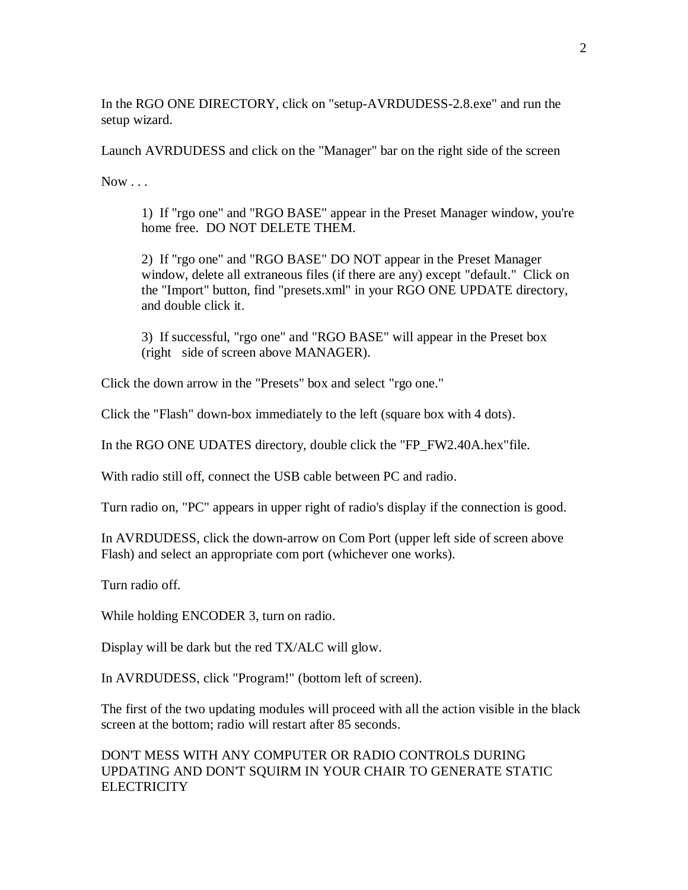In the RGO ONE DIRECTORY, click on "setup-AVRDUDESS-2.8.exe" and run the setup wizard.

Launch AVRDUDESS and click on the "Manager" bar on the right side of the screen

Now . . .

> 1) If "rgo one" and "RGO BASE" appear in the Preset Manager window, you're home free. DO NOT DELETE THEM.
>
> 2) If "rgo one" and "RGO BASE" DO NOT appear in the Preset Manager window, delete all extraneous files (if there are any) except "default." Click on the "Import" button, find "presets.xml" in your RGO ONE UPDATE directory, and double click it.
>
> 3) If successful, "rgo one" and "RGO BASE" will appear in the Preset box (right side of screen above MANAGER).

Click the down arrow in the "Presets" box and select "rgo one."

Click the "Flash" down-box immediately to the left (square box with 4 dots).

In the RGO ONE UDATES directory, double click the "FP_FW2.40A.hex"file.

With radio still off, connect the USB cable between PC and radio.

Turn radio on, "PC" appears in upper right of radio's display if the connection is good.

In AVRDUDESS, click the down-arrow on Com Port (upper left side of screen above Flash) and select an appropriate com port (whichever one works).

Turn radio off.

While holding ENCODER 3, turn on radio.

Display will be dark but the red TX/ALC will glow.

In AVRDUDESS, click "Program!" (bottom left of screen).

The first of the two updating modules will proceed with all the action visible in the black screen at the bottom; radio will restart after 85 seconds.

DON'T MESS WITH ANY COMPUTER OR RADIO CONTROLS DURING UPDATING AND DON'T SQUIRM IN YOUR CHAIR TO GENERATE STATIC ELECTRICITY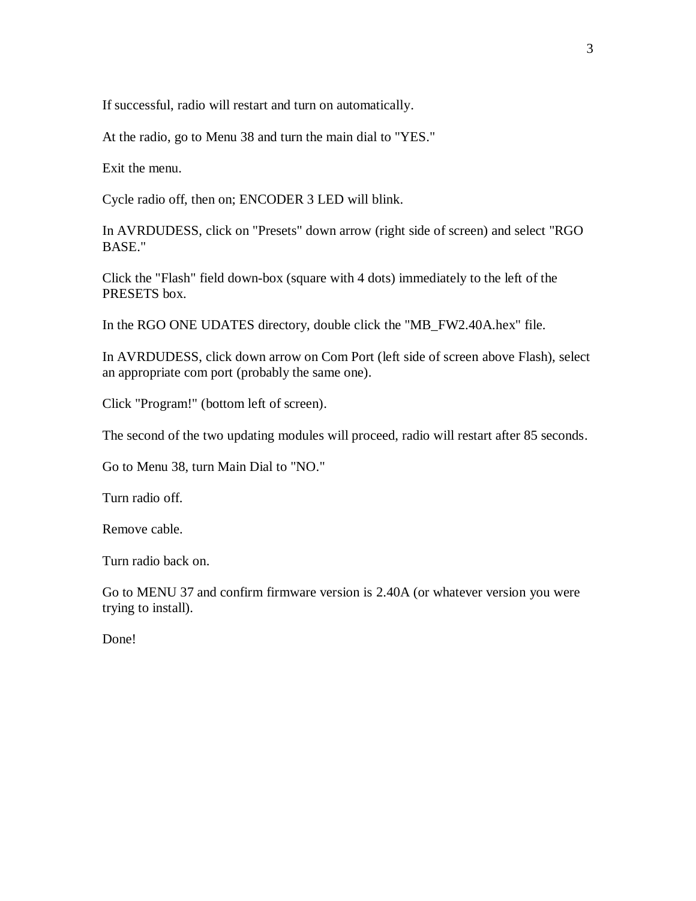If successful, radio will restart and turn on automatically.

At the radio, go to Menu 38 and turn the main dial to "YES."

Exit the menu.

Cycle radio off, then on; ENCODER 3 LED will blink.

In AVRDUDESS, click on "Presets" down arrow (right side of screen) and select "RGO BASE."

Click the "Flash" field down-box (square with 4 dots) immediately to the left of the PRESETS box.

In the RGO ONE UDATES directory, double click the "MB_FW2.40A.hex" file.

In AVRDUDESS, click down arrow on Com Port (left side of screen above Flash), select an appropriate com port (probably the same one).

Click "Program!" (bottom left of screen).

The second of the two updating modules will proceed, radio will restart after 85 seconds.

Go to Menu 38, turn Main Dial to "NO."

Turn radio off.

Remove cable.

Turn radio back on.

Go to MENU 37 and confirm firmware version is 2.40A (or whatever version you were trying to install).

Done!